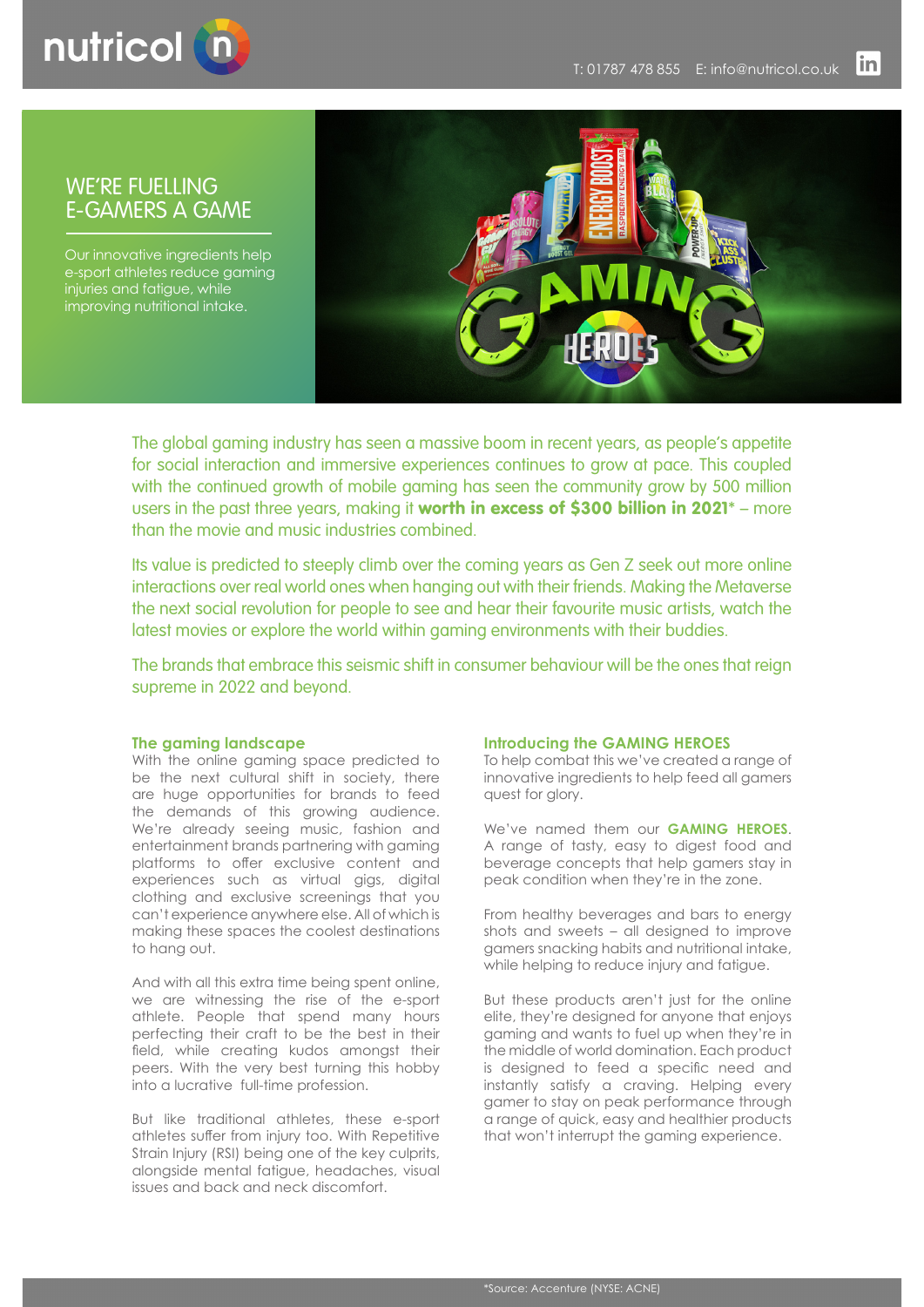nutricol

T: 01787 478 855 E: info@nutricol.co.uk

# WE'RE FUELLING E-GAMERS A GAME

Our innovative ingredients help e-sport athletes reduce gaming injuries and fatigue, while improving nutritional intake.

The global gaming industry has seen a massive boom in recent years, as people's appetite for social interaction and immersive experiences continues to grow at pace. This coupled with the continued growth of mobile gaming has seen the community grow by 500 million users in the past three years, making it **worth in excess of $300 billion in 2021*** – more than the movie and music industries combined.

Its value is predicted to steeply climb over the coming years as Gen Z seek out more online interactions over real world ones when hanging out with their friends. Making the Metaverse the next social revolution for people to see and hear their favourite music artists, watch the latest movies or explore the world within gaming environments with their buddies.

The brands that embrace this seismic shift in consumer behaviour will be the ones that reign supreme in 2022 and beyond.

## The gaming landscape

With the online gaming space predicted to be the next cultural shift in society, there are huge opportunities for brands to feed the demands of this growing audience. We're already seeing music, fashion and entertainment brands partnering with gaming platforms to offer exclusive content and experiences such as virtual gigs, digital clothing and exclusive screenings that you can't experience anywhere else. All of which is making these spaces the coolest destinations to hang out.

And with all this extra time being spent online, we are witnessing the rise of the e-sport athlete. People that spend many hours perfecting their craft to be the best in their field, while creating kudos amongst their peers. With the very best turning this hobby into a lucrative full-time profession.

But like traditional athletes, these e-sport athletes suffer from injury too. With Repetitive Strain Injury (RSI) being one of the key culprits, alongside mental fatigue, headaches, visual issues and back and neck discomfort.

## Introducing the GAMING HEROES

To help combat this we've created a range of innovative ingredients to help feed all gamers quest for glory.

We've named them our **GAMING HEROES**. A range of tasty, easy to digest food and beverage concepts that help gamers stay in peak condition when they're in the zone.

From healthy beverages and bars to energy shots and sweets – all designed to improve gamers snacking habits and nutritional intake, while helping to reduce injury and fatigue.

But these products aren't just for the online elite, they're designed for anyone that enjoys gaming and wants to fuel up when they're in the middle of world domination. Each product is designed to feed a specific need and instantly satisfy a craving. Helping every gamer to stay on peak performance through a range of quick, easy and healthier products that won't interrupt the gaming experience.

*Source: Accenture (NYSE: ACNE)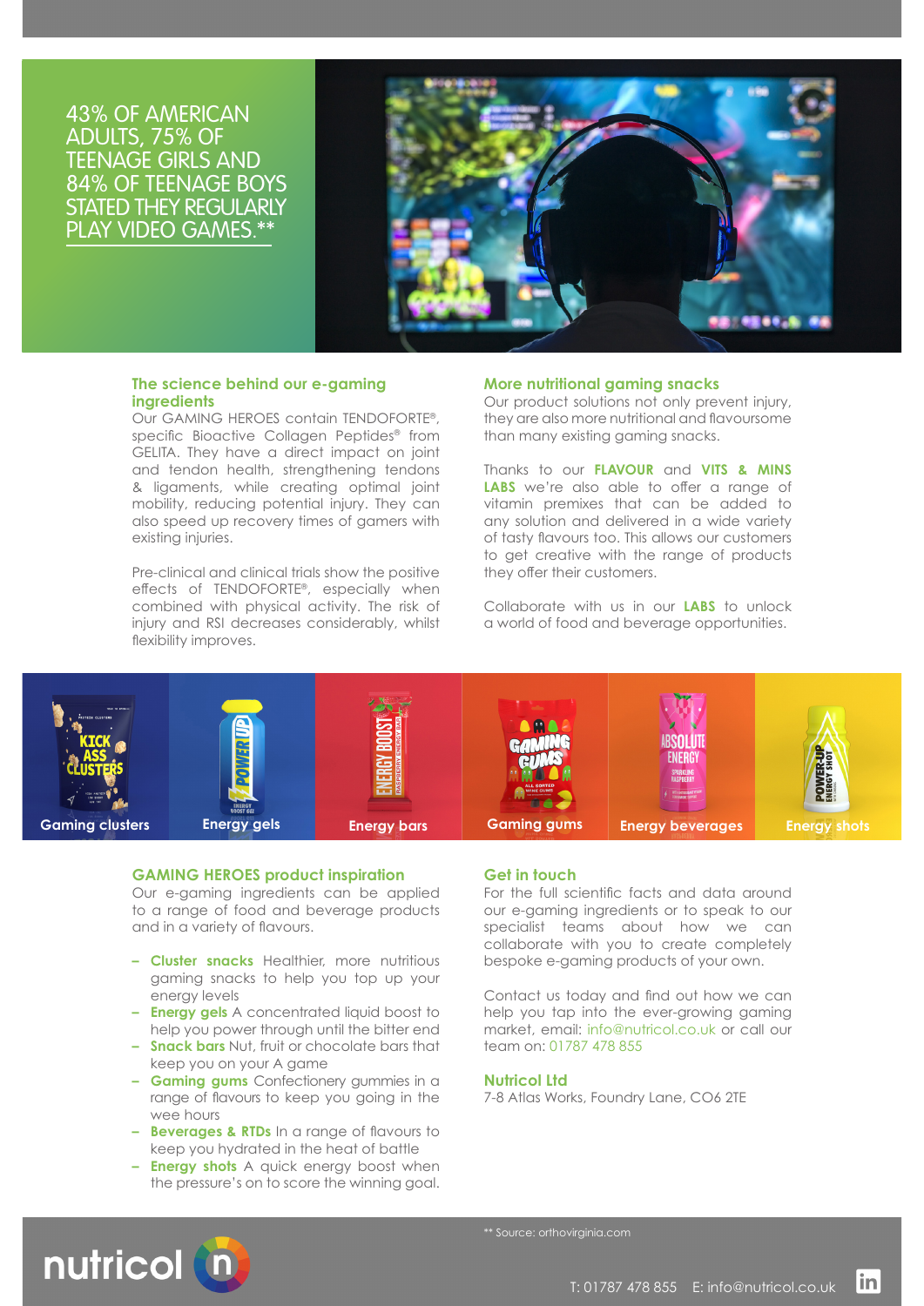43% OF AMERICAN ADULTS, 75% OF TEENAGE GIRLS AND 84% OF TEENAGE BOYS STATED THEY REGULARLY PLAY VIDEO GAMES.**

## The science behind our e-gaming ingredients

Our GAMING HEROES contain TENDOFORTE®, specific Bioactive Collagen Peptides® from GELITA. They have a direct impact on joint and tendon health, strengthening tendons & ligaments, while creating optimal joint mobility, reducing potential injury. They can also speed up recovery times of gamers with existing injuries.

Pre-clinical and clinical trials show the positive effects of TENDOFORTE®, especially when combined with physical activity. The risk of injury and RSI decreases considerably, whilst flexibility improves.

## More nutritional gaming snacks

Our product solutions not only prevent injury, they are also more nutritional and flavoursome than many existing gaming snacks.

Thanks to our **FLAVOUR** and **VITS & MINS LABS** we're also able to offer a range of vitamin premixes that can be added to any solution and delivered in a wide variety of tasty flavours too. This allows our customers to get creative with the range of products they offer their customers.

Collaborate with us in our **LABS** to unlock a world of food and beverage opportunities.

Gaming clusters | Energy gels | Energy bars | Gaming gums | Energy beverages | Energy shots

## GAMING HEROES product inspiration

Our e-gaming ingredients can be applied to a range of food and beverage products and in a variety of flavours.

- **Cluster snacks** Healthier, more nutritious gaming snacks to help you top up your energy levels
- **Energy gels** A concentrated liquid boost to help you power through until the bitter end
- **Snack bars** Nut, fruit or chocolate bars that keep you on your A game
- **Gaming gums** Confectionery gummies in a range of flavours to keep you going in the wee hours
- **Beverages & RTDs** In a range of flavours to keep you hydrated in the heat of battle
- **Energy shots** A quick energy boost when the pressure's on to score the winning goal.

## Get in touch

For the full scientific facts and data around our e-gaming ingredients or to speak to our specialist teams about how we can collaborate with you to create completely bespoke e-gaming products of your own.

Contact us today and find out how we can help you tap into the ever-growing gaming market, email: info@nutricol.co.uk or call our team on: 01787 478 855

**Nutricol Ltd**
7-8 Atlas Works, Foundry Lane, CO6 2TE

** Source: orthovirginia.com

nutricol

T: 01787 478 855 E: info@nutricol.co.uk